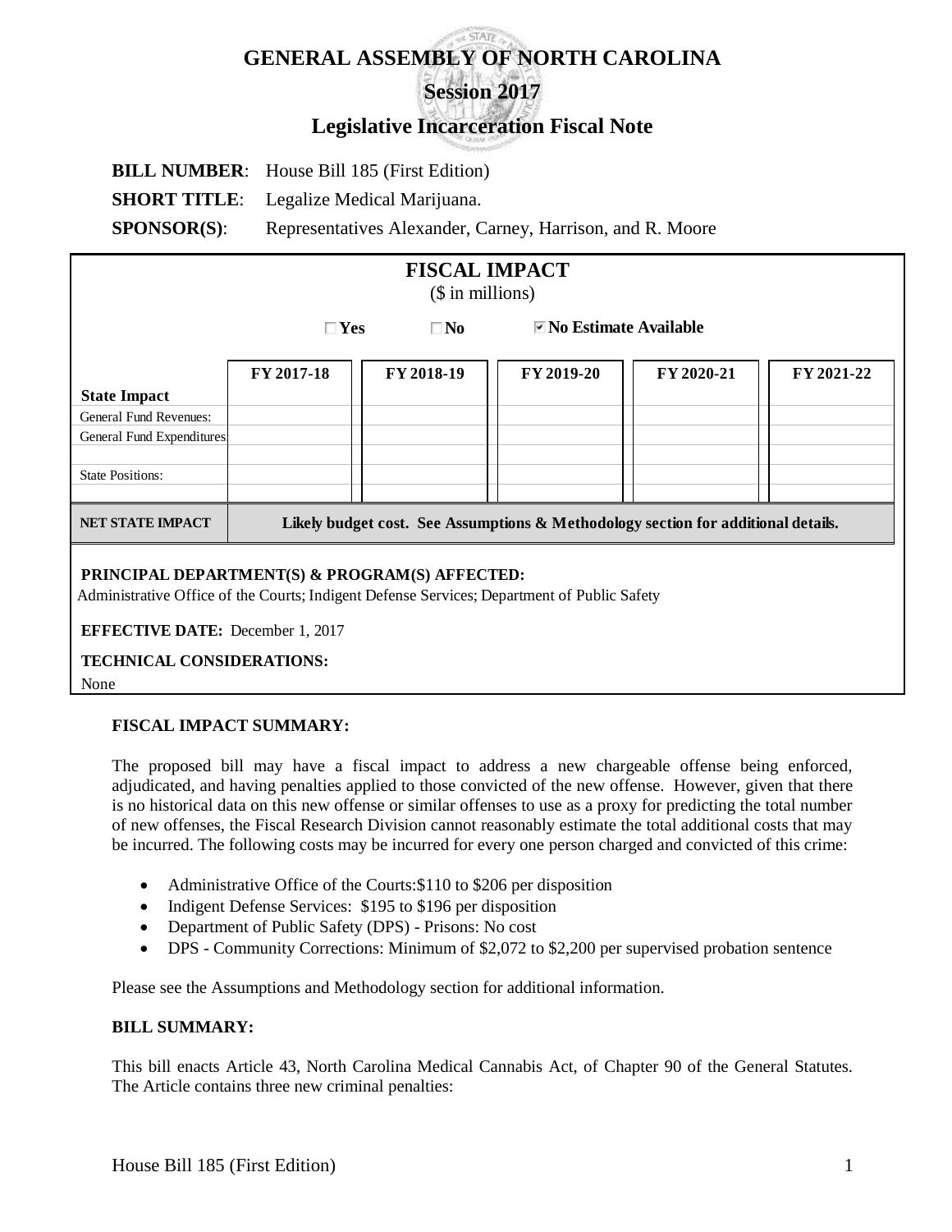# GENERAL ASSEMBLY OF NORTH CAROLINA

## Session 2017

## Legislative Incarceration Fiscal Note

**BILL NUMBER**: House Bill 185 (First Edition)

**SHORT TITLE**: Legalize Medical Marijuana.

**SPONSOR(S)**: Representatives Alexander, Carney, Harrison, and R. Moore

**FISCAL IMPACT**

($ in millions)

☐ **Yes** ☐ **No** ☑ **No Estimate Available**

| State Impact | FY 2017-18 | FY 2018-19 | FY 2019-20 | FY 2020-21 | FY 2021-22 |
|---|---|---|---|---|---|
| General Fund Revenues: | | | | | |
| General Fund Expenditures: | | | | | |
| | | | | | |
| State Positions: | | | | | |
| | | | | | |
| **NET STATE IMPACT** | **Likely budget cost. See Assumptions & Methodology section for additional details.** | | | | |

**PRINCIPAL DEPARTMENT(S) & PROGRAM(S) AFFECTED:**
Administrative Office of the Courts; Indigent Defense Services; Department of Public Safety

**EFFECTIVE DATE:** December 1, 2017

**TECHNICAL CONSIDERATIONS:**
None

**FISCAL IMPACT SUMMARY:**

The proposed bill may have a fiscal impact to address a new chargeable offense being enforced, adjudicated, and having penalties applied to those convicted of the new offense. However, given that there is no historical data on this new offense or similar offenses to use as a proxy for predicting the total number of new offenses, the Fiscal Research Division cannot reasonably estimate the total additional costs that may be incurred. The following costs may be incurred for every one person charged and convicted of this crime:

- Administrative Office of the Courts:$110 to $206 per disposition
- Indigent Defense Services: $195 to $196 per disposition
- Department of Public Safety (DPS) - Prisons: No cost
- DPS - Community Corrections: Minimum of $2,072 to $2,200 per supervised probation sentence

Please see the Assumptions and Methodology section for additional information.

**BILL SUMMARY:**

This bill enacts Article 43, North Carolina Medical Cannabis Act, of Chapter 90 of the General Statutes. The Article contains three new criminal penalties: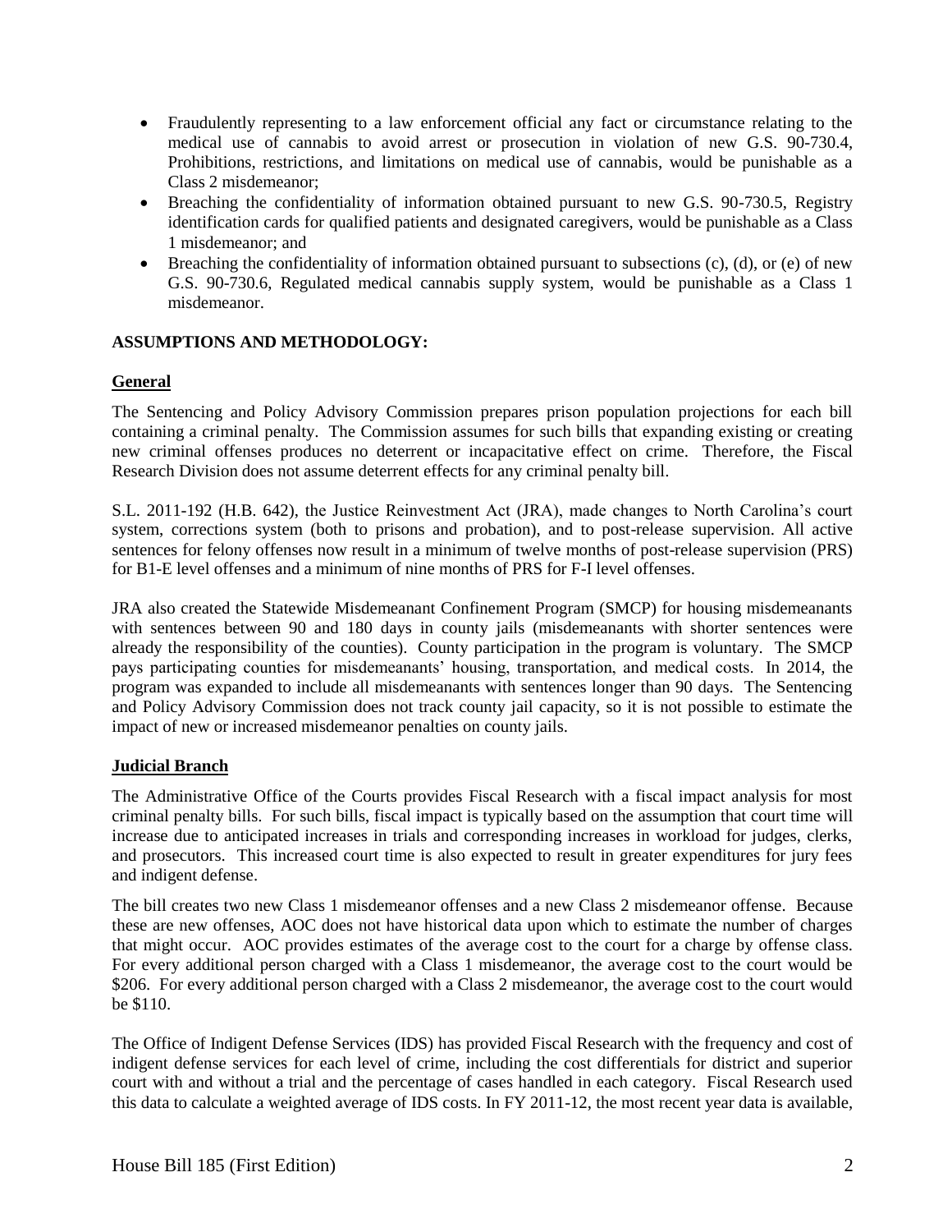- Fraudulently representing to a law enforcement official any fact or circumstance relating to the medical use of cannabis to avoid arrest or prosecution in violation of new G.S. 90-730.4, Prohibitions, restrictions, and limitations on medical use of cannabis, would be punishable as a Class 2 misdemeanor;
- Breaching the confidentiality of information obtained pursuant to new G.S. 90-730.5, Registry identification cards for qualified patients and designated caregivers, would be punishable as a Class 1 misdemeanor; and
- Breaching the confidentiality of information obtained pursuant to subsections (c), (d), or (e) of new G.S. 90-730.6, Regulated medical cannabis supply system, would be punishable as a Class 1 misdemeanor.

**ASSUMPTIONS AND METHODOLOGY:**

**General**

The Sentencing and Policy Advisory Commission prepares prison population projections for each bill containing a criminal penalty. The Commission assumes for such bills that expanding existing or creating new criminal offenses produces no deterrent or incapacitative effect on crime. Therefore, the Fiscal Research Division does not assume deterrent effects for any criminal penalty bill.

S.L. 2011-192 (H.B. 642), the Justice Reinvestment Act (JRA), made changes to North Carolina's court system, corrections system (both to prisons and probation), and to post-release supervision. All active sentences for felony offenses now result in a minimum of twelve months of post-release supervision (PRS) for B1-E level offenses and a minimum of nine months of PRS for F-I level offenses.

JRA also created the Statewide Misdemeanant Confinement Program (SMCP) for housing misdemeanants with sentences between 90 and 180 days in county jails (misdemeanants with shorter sentences were already the responsibility of the counties). County participation in the program is voluntary. The SMCP pays participating counties for misdemeanants' housing, transportation, and medical costs. In 2014, the program was expanded to include all misdemeanants with sentences longer than 90 days. The Sentencing and Policy Advisory Commission does not track county jail capacity, so it is not possible to estimate the impact of new or increased misdemeanor penalties on county jails.

**Judicial Branch**

The Administrative Office of the Courts provides Fiscal Research with a fiscal impact analysis for most criminal penalty bills. For such bills, fiscal impact is typically based on the assumption that court time will increase due to anticipated increases in trials and corresponding increases in workload for judges, clerks, and prosecutors. This increased court time is also expected to result in greater expenditures for jury fees and indigent defense.

The bill creates two new Class 1 misdemeanor offenses and a new Class 2 misdemeanor offense. Because these are new offenses, AOC does not have historical data upon which to estimate the number of charges that might occur. AOC provides estimates of the average cost to the court for a charge by offense class. For every additional person charged with a Class 1 misdemeanor, the average cost to the court would be \$206. For every additional person charged with a Class 2 misdemeanor, the average cost to the court would be \$110.

The Office of Indigent Defense Services (IDS) has provided Fiscal Research with the frequency and cost of indigent defense services for each level of crime, including the cost differentials for district and superior court with and without a trial and the percentage of cases handled in each category. Fiscal Research used this data to calculate a weighted average of IDS costs. In FY 2011-12, the most recent year data is available,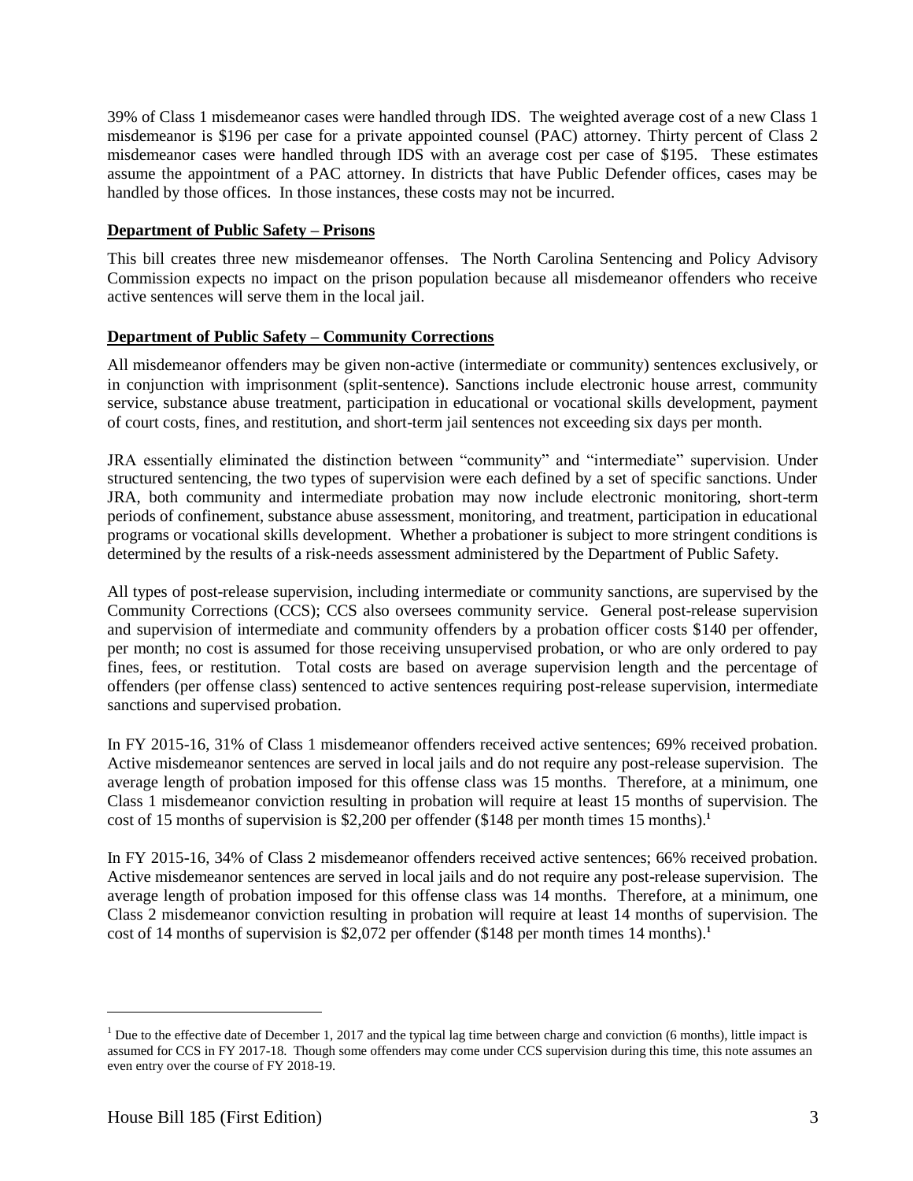39% of Class 1 misdemeanor cases were handled through IDS. The weighted average cost of a new Class 1 misdemeanor is $196 per case for a private appointed counsel (PAC) attorney. Thirty percent of Class 2 misdemeanor cases were handled through IDS with an average cost per case of $195. These estimates assume the appointment of a PAC attorney. In districts that have Public Defender offices, cases may be handled by those offices. In those instances, these costs may not be incurred.

**Department of Public Safety – Prisons**

This bill creates three new misdemeanor offenses. The North Carolina Sentencing and Policy Advisory Commission expects no impact on the prison population because all misdemeanor offenders who receive active sentences will serve them in the local jail.

**Department of Public Safety – Community Corrections**

All misdemeanor offenders may be given non-active (intermediate or community) sentences exclusively, or in conjunction with imprisonment (split-sentence). Sanctions include electronic house arrest, community service, substance abuse treatment, participation in educational or vocational skills development, payment of court costs, fines, and restitution, and short-term jail sentences not exceeding six days per month.

JRA essentially eliminated the distinction between "community" and "intermediate" supervision. Under structured sentencing, the two types of supervision were each defined by a set of specific sanctions. Under JRA, both community and intermediate probation may now include electronic monitoring, short-term periods of confinement, substance abuse assessment, monitoring, and treatment, participation in educational programs or vocational skills development. Whether a probationer is subject to more stringent conditions is determined by the results of a risk-needs assessment administered by the Department of Public Safety.

All types of post-release supervision, including intermediate or community sanctions, are supervised by the Community Corrections (CCS); CCS also oversees community service. General post-release supervision and supervision of intermediate and community offenders by a probation officer costs $140 per offender, per month; no cost is assumed for those receiving unsupervised probation, or who are only ordered to pay fines, fees, or restitution. Total costs are based on average supervision length and the percentage of offenders (per offense class) sentenced to active sentences requiring post-release supervision, intermediate sanctions and supervised probation.

In FY 2015-16, 31% of Class 1 misdemeanor offenders received active sentences; 69% received probation. Active misdemeanor sentences are served in local jails and do not require any post-release supervision. The average length of probation imposed for this offense class was 15 months. Therefore, at a minimum, one Class 1 misdemeanor conviction resulting in probation will require at least 15 months of supervision. The cost of 15 months of supervision is $2,200 per offender ($148 per month times 15 months).[1]

In FY 2015-16, 34% of Class 2 misdemeanor offenders received active sentences; 66% received probation. Active misdemeanor sentences are served in local jails and do not require any post-release supervision. The average length of probation imposed for this offense class was 14 months. Therefore, at a minimum, one Class 2 misdemeanor conviction resulting in probation will require at least 14 months of supervision. The cost of 14 months of supervision is $2,072 per offender ($148 per month times 14 months).[1]

---

[1] Due to the effective date of December 1, 2017 and the typical lag time between charge and conviction (6 months), little impact is assumed for CCS in FY 2017-18. Though some offenders may come under CCS supervision during this time, this note assumes an even entry over the course of FY 2018-19.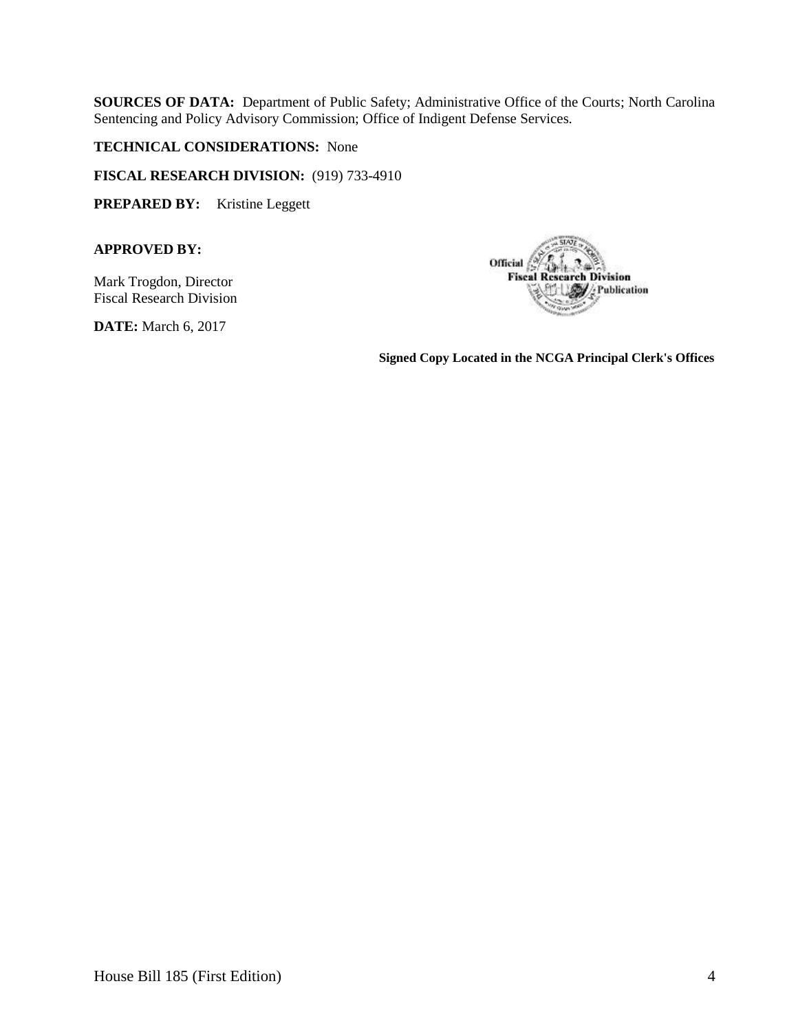**SOURCES OF DATA:** Department of Public Safety; Administrative Office of the Courts; North Carolina Sentencing and Policy Advisory Commission; Office of Indigent Defense Services.

**TECHNICAL CONSIDERATIONS:** None

**FISCAL RESEARCH DIVISION:** (919) 733-4910

**PREPARED BY:** Kristine Leggett

**APPROVED BY:**

Mark Trogdon, Director
Fiscal Research Division

**DATE:** March 6, 2017

Official Fiscal Research Division Publication

**Signed Copy Located in the NCGA Principal Clerk's Offices**